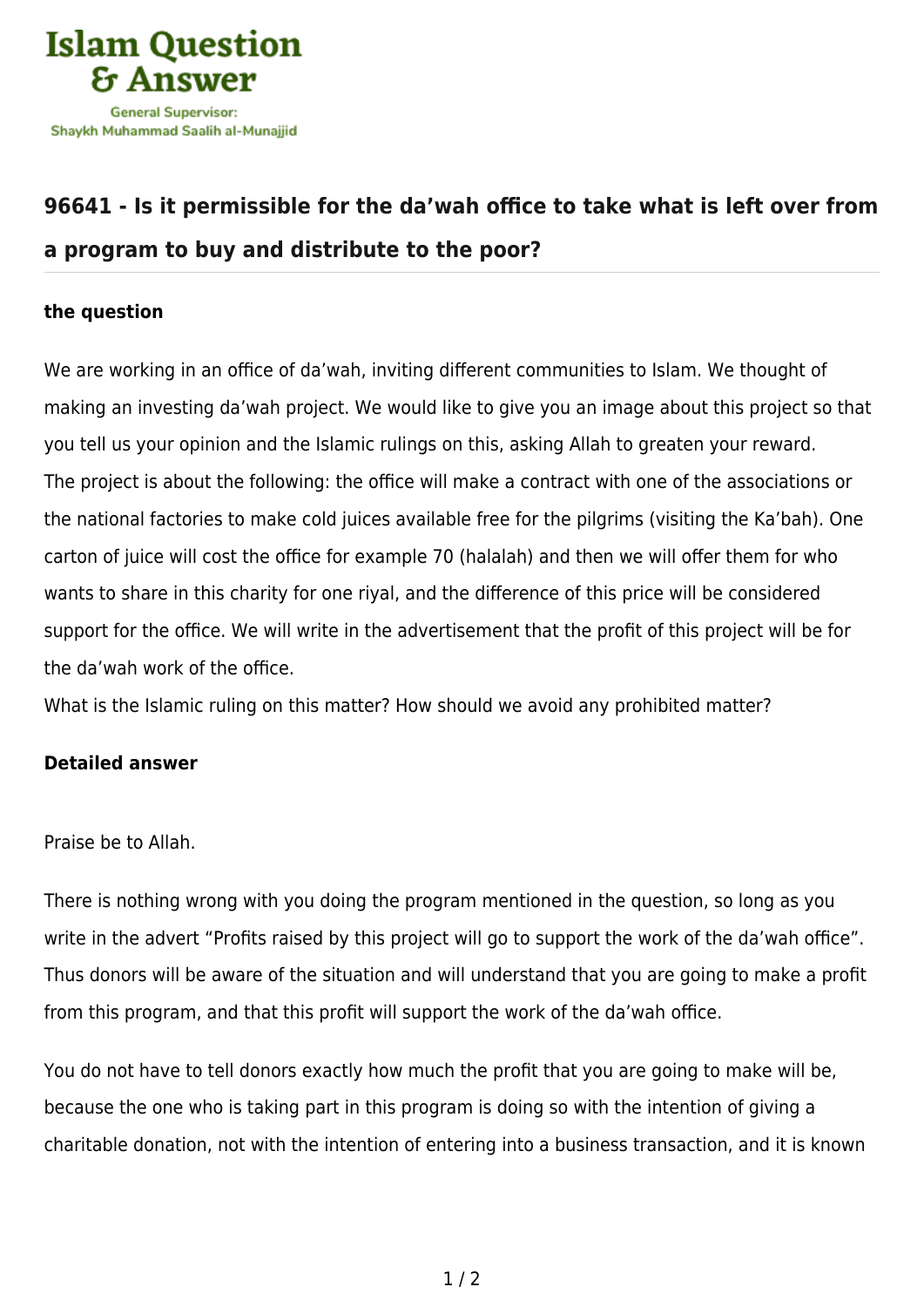# Islam Question & Answer

General Supervisor:
Shaykh Muhammad Saalih al-Munajjid

## 96641 - Is it permissible for the da'wah office to take what is left over from a program to buy and distribute to the poor?

### the question

We are working in an office of da'wah, inviting different communities to Islam. We thought of making an investing da'wah project. We would like to give you an image about this project so that you tell us your opinion and the Islamic rulings on this, asking Allah to greaten your reward.
The project is about the following: the office will make a contract with one of the associations or the national factories to make cold juices available free for the pilgrims (visiting the Ka'bah). One carton of juice will cost the office for example 70 (halalah) and then we will offer them for who wants to share in this charity for one riyal, and the difference of this price will be considered support for the office. We will write in the advertisement that the profit of this project will be for the da'wah work of the office.
What is the Islamic ruling on this matter? How should we avoid any prohibited matter?

### Detailed answer

Praise be to Allah.

There is nothing wrong with you doing the program mentioned in the question, so long as you write in the advert "Profits raised by this project will go to support the work of the da'wah office". Thus donors will be aware of the situation and will understand that you are going to make a profit from this program, and that this profit will support the work of the da'wah office.

You do not have to tell donors exactly how much the profit that you are going to make will be, because the one who is taking part in this program is doing so with the intention of giving a charitable donation, not with the intention of entering into a business transaction, and it is known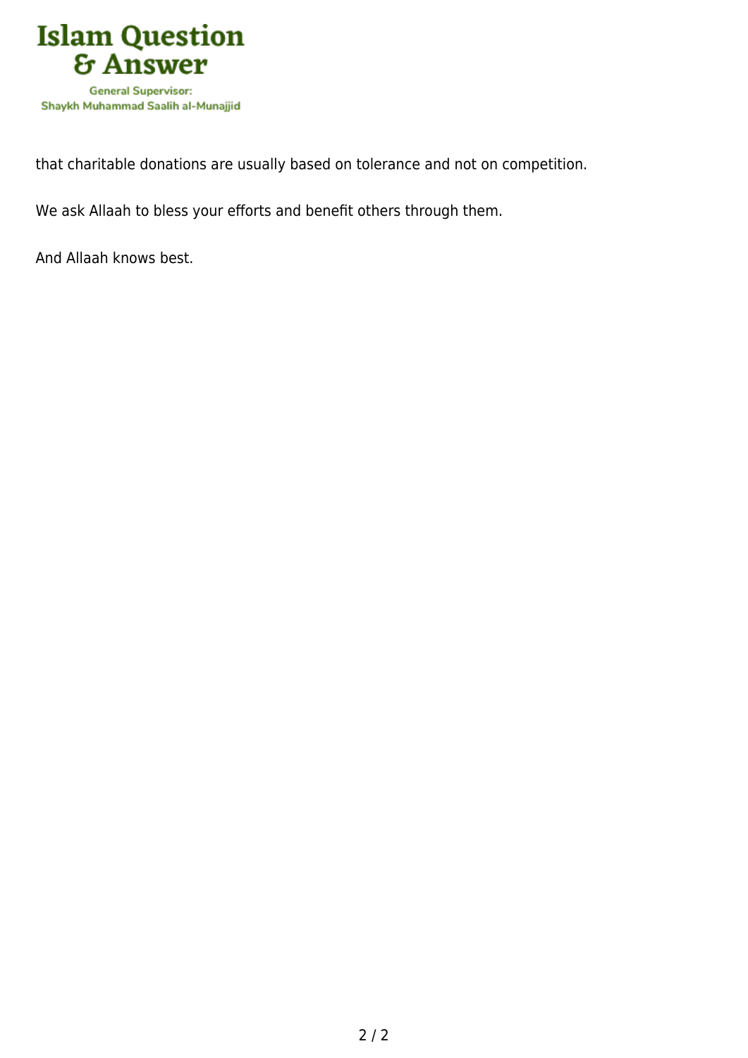that charitable donations are usually based on tolerance and not on competition.

We ask Allaah to bless your efforts and benefit others through them.

And Allaah knows best.